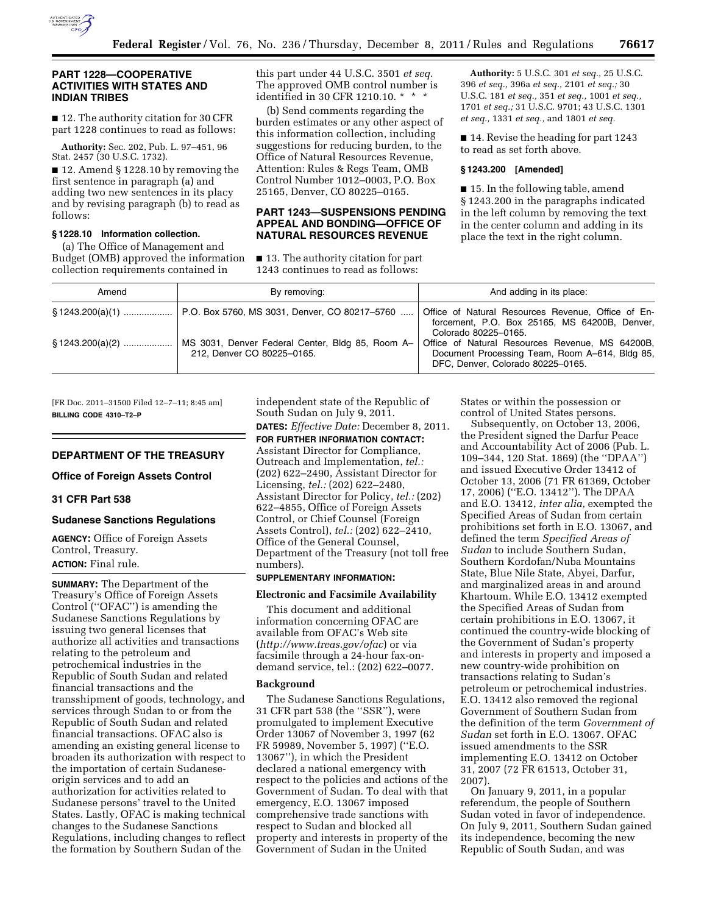## PART 1228—COOPERATIVE ACTIVITIES WITH STATES AND INDIAN TRIBES

■ 12. The authority citation for 30 CFR part 1228 continues to read as follows:

**Authority:** Sec. 202, Pub. L. 97–451, 96 Stat. 2457 (30 U.S.C. 1732).

■ 12. Amend § 1228.10 by removing the first sentence in paragraph (a) and adding two new sentences in its placy and by revising paragraph (b) to read as follows:

### § 1228.10 Information collection.

(a) The Office of Management and Budget (OMB) approved the information collection requirements contained in this part under 44 U.S.C. 3501 *et seq.* The approved OMB control number is identified in 30 CFR 1210.10. * * *

(b) Send comments regarding the burden estimates or any other aspect of this information collection, including suggestions for reducing burden, to the Office of Natural Resources Revenue, Attention: Rules & Regs Team, OMB Control Number 1012–0003, P.O. Box 25165, Denver, CO 80225–0165.

## PART 1243—SUSPENSIONS PENDING APPEAL AND BONDING—OFFICE OF NATURAL RESOURCES REVENUE

■ 13. The authority citation for part 1243 continues to read as follows:

**Authority:** 5 U.S.C. 301 *et seq.,* 25 U.S.C. 396 *et seq.,* 396a *et seq.,* 2101 *et seq.;* 30 U.S.C. 181 *et seq.,* 351 *et seq.,* 1001 *et seq.,* 1701 *et seq.;* 31 U.S.C. 9701; 43 U.S.C. 1301 *et seq.,* 1331 *et seq.,* and 1801 *et seq.*

■ 14. Revise the heading for part 1243 to read as set forth above.

### § 1243.200 [Amended]

■ 15. In the following table, amend § 1243.200 in the paragraphs indicated in the left column by removing the text in the center column and adding in its place the text in the right column.

| Amend | By removing: | And adding in its place: |
|---|---|---|
| § 1243.200(a)(1) | P.O. Box 5760, MS 3031, Denver, CO 80217–5760 | Office of Natural Resources Revenue, Office of Enforcement, P.O. Box 25165, MS 64200B, Denver, Colorado 80225–0165. |
| § 1243.200(a)(2) | MS 3031, Denver Federal Center, Bldg 85, Room A–212, Denver CO 80225–0165. | Office of Natural Resources Revenue, MS 64200B, Document Processing Team, Room A–614, Bldg 85, DFC, Denver, Colorado 80225–0165. |

[FR Doc. 2011–31500 Filed 12–7–11; 8:45 am]

**BILLING CODE 4310–T2–P**

## DEPARTMENT OF THE TREASURY

### Office of Foreign Assets Control

### 31 CFR Part 538

### Sudanese Sanctions Regulations

**AGENCY:** Office of Foreign Assets Control, Treasury.

**ACTION:** Final rule.

**SUMMARY:** The Department of the Treasury's Office of Foreign Assets Control (''OFAC'') is amending the Sudanese Sanctions Regulations by issuing two general licenses that authorize all activities and transactions relating to the petroleum and petrochemical industries in the Republic of South Sudan and related financial transactions and the transshipment of goods, technology, and services through Sudan to or from the Republic of South Sudan and related financial transactions. OFAC also is amending an existing general license to broaden its authorization with respect to the importation of certain Sudanese-origin services and to add an authorization for activities related to Sudanese persons' travel to the United States. Lastly, OFAC is making technical changes to the Sudanese Sanctions Regulations, including changes to reflect the formation by Southern Sudan of the independent state of the Republic of South Sudan on July 9, 2011.

**DATES:** *Effective Date:* December 8, 2011.

**FOR FURTHER INFORMATION CONTACT:** Assistant Director for Compliance, Outreach and Implementation, *tel.:* (202) 622–2490, Assistant Director for Licensing, *tel.:* (202) 622–2480, Assistant Director for Policy, *tel.:* (202) 622–4855, Office of Foreign Assets Control, or Chief Counsel (Foreign Assets Control), *tel.:* (202) 622–2410, Office of the General Counsel, Department of the Treasury (not toll free numbers).

**SUPPLEMENTARY INFORMATION:**

### Electronic and Facsimile Availability

This document and additional information concerning OFAC are available from OFAC's Web site (*http://www.treas.gov/ofac*) or via facsimile through a 24-hour fax-on-demand service, tel.: (202) 622–0077.

### Background

The Sudanese Sanctions Regulations, 31 CFR part 538 (the ''SSR''), were promulgated to implement Executive Order 13067 of November 3, 1997 (62 FR 59989, November 5, 1997) (''E.O. 13067''), in which the President declared a national emergency with respect to the policies and actions of the Government of Sudan. To deal with that emergency, E.O. 13067 imposed comprehensive trade sanctions with respect to Sudan and blocked all property and interests in property of the Government of Sudan in the United States or within the possession or control of United States persons.

Subsequently, on October 13, 2006, the President signed the Darfur Peace and Accountability Act of 2006 (Pub. L. 109–344, 120 Stat. 1869) (the ''DPAA'') and issued Executive Order 13412 of October 13, 2006 (71 FR 61369, October 17, 2006) (''E.O. 13412''). The DPAA and E.O. 13412, *inter alia,* exempted the Specified Areas of Sudan from certain prohibitions set forth in E.O. 13067, and defined the term *Specified Areas of Sudan* to include Southern Sudan, Southern Kordofan/Nuba Mountains State, Blue Nile State, Abyei, Darfur, and marginalized areas in and around Khartoum. While E.O. 13412 exempted the Specified Areas of Sudan from certain prohibitions in E.O. 13067, it continued the country-wide blocking of the Government of Sudan's property and interests in property and imposed a new country-wide prohibition on transactions relating to Sudan's petroleum or petrochemical industries. E.O. 13412 also removed the regional Government of Southern Sudan from the definition of the term *Government of Sudan* set forth in E.O. 13067. OFAC issued amendments to the SSR implementing E.O. 13412 on October 31, 2007 (72 FR 61513, October 31, 2007).

On January 9, 2011, in a popular referendum, the people of Southern Sudan voted in favor of independence. On July 9, 2011, Southern Sudan gained its independence, becoming the new Republic of South Sudan, and was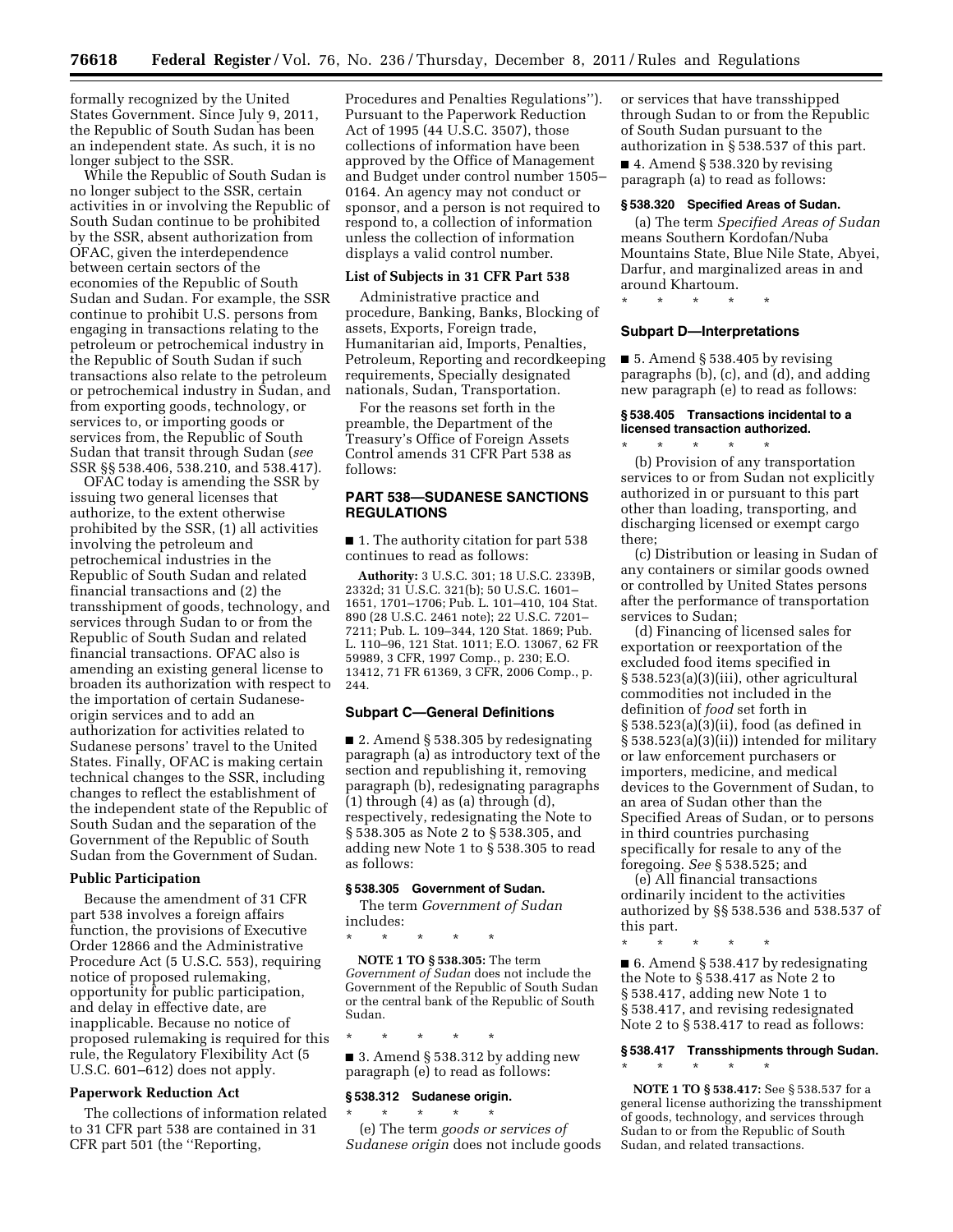formally recognized by the United States Government. Since July 9, 2011, the Republic of South Sudan has been an independent state. As such, it is no longer subject to the SSR.

While the Republic of South Sudan is no longer subject to the SSR, certain activities in or involving the Republic of South Sudan continue to be prohibited by the SSR, absent authorization from OFAC, given the interdependence between certain sectors of the economies of the Republic of South Sudan and Sudan. For example, the SSR continue to prohibit U.S. persons from engaging in transactions relating to the petroleum or petrochemical industry in the Republic of South Sudan if such transactions also relate to the petroleum or petrochemical industry in Sudan, and from exporting goods, technology, or services to, or importing goods or services from, the Republic of South Sudan that transit through Sudan (*see* SSR §§ 538.406, 538.210, and 538.417).

OFAC today is amending the SSR by issuing two general licenses that authorize, to the extent otherwise prohibited by the SSR, (1) all activities involving the petroleum and petrochemical industries in the Republic of South Sudan and related financial transactions and (2) the transshipment of goods, technology, and services through Sudan to or from the Republic of South Sudan and related financial transactions. OFAC also is amending an existing general license to broaden its authorization with respect to the importation of certain Sudanese-origin services and to add an authorization for activities related to Sudanese persons' travel to the United States. Finally, OFAC is making certain technical changes to the SSR, including changes to reflect the establishment of the independent state of the Republic of South Sudan and the separation of the Government of the Republic of South Sudan from the Government of Sudan.

### Public Participation

Because the amendment of 31 CFR part 538 involves a foreign affairs function, the provisions of Executive Order 12866 and the Administrative Procedure Act (5 U.S.C. 553), requiring notice of proposed rulemaking, opportunity for public participation, and delay in effective date, are inapplicable. Because no notice of proposed rulemaking is required for this rule, the Regulatory Flexibility Act (5 U.S.C. 601–612) does not apply.

### Paperwork Reduction Act

The collections of information related to 31 CFR part 538 are contained in 31 CFR part 501 (the "Reporting, Procedures and Penalties Regulations"). Pursuant to the Paperwork Reduction Act of 1995 (44 U.S.C. 3507), those collections of information have been approved by the Office of Management and Budget under control number 1505–0164. An agency may not conduct or sponsor, and a person is not required to respond to, a collection of information unless the collection of information displays a valid control number.

### List of Subjects in 31 CFR Part 538

Administrative practice and procedure, Banking, Banks, Blocking of assets, Exports, Foreign trade, Humanitarian aid, Imports, Penalties, Petroleum, Reporting and recordkeeping requirements, Specially designated nationals, Sudan, Transportation.

For the reasons set forth in the preamble, the Department of the Treasury's Office of Foreign Assets Control amends 31 CFR Part 538 as follows:

## PART 538—SUDANESE SANCTIONS REGULATIONS

■ 1. The authority citation for part 538 continues to read as follows:

**Authority:** 3 U.S.C. 301; 18 U.S.C. 2339B, 2332d; 31 U.S.C. 321(b); 50 U.S.C. 1601–1651, 1701–1706; Pub. L. 101–410, 104 Stat. 890 (28 U.S.C. 2461 note); 22 U.S.C. 7201–7211; Pub. L. 109–344, 120 Stat. 1869; Pub. L. 110–96, 121 Stat. 1011; E.O. 13067, 62 FR 59989, 3 CFR, 1997 Comp., p. 230; E.O. 13412, 71 FR 61369, 3 CFR, 2006 Comp., p. 244.

### Subpart C—General Definitions

■ 2. Amend § 538.305 by redesignating paragraph (a) as introductory text of the section and republishing it, removing paragraph (b), redesignating paragraphs (1) through (4) as (a) through (d), respectively, redesignating the Note to § 538.305 as Note 2 to § 538.305, and adding new Note 1 to § 538.305 to read as follows:

#### § 538.305 Government of Sudan.

The term *Government of Sudan* includes:

\* \* \* \* \*

**NOTE 1 TO § 538.305:** The term *Government of Sudan* does not include the Government of the Republic of South Sudan or the central bank of the Republic of South Sudan.

\* \* \* \* \*

■ 3. Amend § 538.312 by adding new paragraph (e) to read as follows:

#### § 538.312 Sudanese origin.

\* \* \* \* \*

(e) The term *goods or services of Sudanese origin* does not include goods or services that have transshipped through Sudan to or from the Republic of South Sudan pursuant to the authorization in § 538.537 of this part.

■ 4. Amend § 538.320 by revising paragraph (a) to read as follows:

#### § 538.320 Specified Areas of Sudan.

(a) The term *Specified Areas of Sudan* means Southern Kordofan/Nuba Mountains State, Blue Nile State, Abyei, Darfur, and marginalized areas in and around Khartoum.

\* \* \* \* \*

### Subpart D—Interpretations

■ 5. Amend § 538.405 by revising paragraphs (b), (c), and (d), and adding new paragraph (e) to read as follows:

#### § 538.405 Transactions incidental to a licensed transaction authorized.

\* \* \* \* \*

(b) Provision of any transportation services to or from Sudan not explicitly authorized in or pursuant to this part other than loading, transporting, and discharging licensed or exempt cargo there;

(c) Distribution or leasing in Sudan of any containers or similar goods owned or controlled by United States persons after the performance of transportation services to Sudan;

(d) Financing of licensed sales for exportation or reexportation of the excluded food items specified in § 538.523(a)(3)(iii), other agricultural commodities not included in the definition of *food* set forth in § 538.523(a)(3)(ii), food (as defined in § 538.523(a)(3)(ii)) intended for military or law enforcement purchasers or importers, medicine, and medical devices to the Government of Sudan, to an area of Sudan other than the Specified Areas of Sudan, or to persons in third countries purchasing specifically for resale to any of the foregoing. *See* § 538.525; and

(e) All financial transactions ordinarily incident to the activities authorized by §§ 538.536 and 538.537 of this part.

\* \* \* \* \*

■ 6. Amend § 538.417 by redesignating the Note to § 538.417 as Note 2 to § 538.417, adding new Note 1 to § 538.417, and revising redesignated Note 2 to § 538.417 to read as follows:

#### § 538.417 Transshipments through Sudan.

\* \* \* \* \*

**NOTE 1 TO § 538.417:** See § 538.537 for a general license authorizing the transshipment of goods, technology, and services through Sudan to or from the Republic of South Sudan, and related transactions.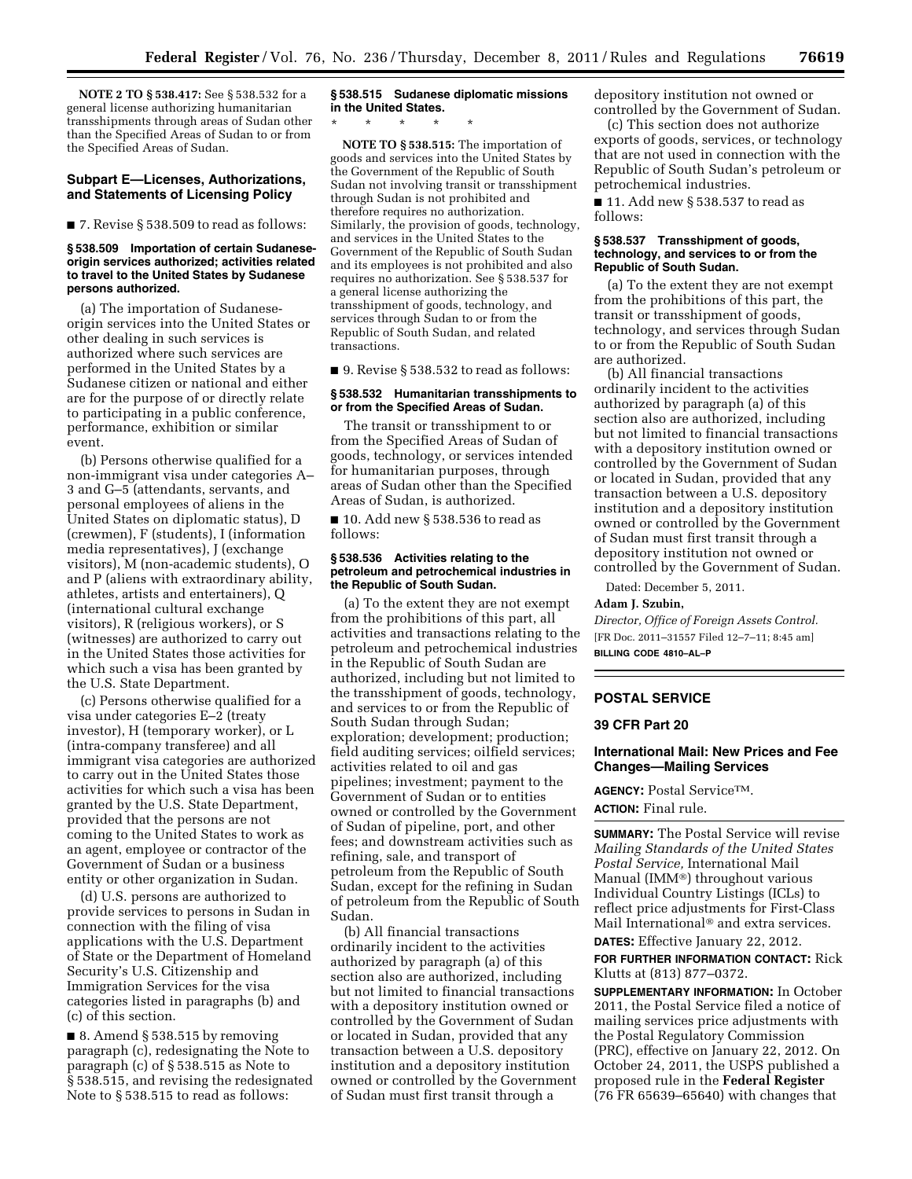**NOTE 2 TO § 538.417:** See § 538.532 for a general license authorizing humanitarian transshipments through areas of Sudan other than the Specified Areas of Sudan to or from the Specified Areas of Sudan.

## Subpart E—Licenses, Authorizations, and Statements of Licensing Policy

■ 7. Revise § 538.509 to read as follows:

### § 538.509 Importation of certain Sudanese-origin services authorized; activities related to travel to the United States by Sudanese persons authorized.

(a) The importation of Sudanese-origin services into the United States or other dealing in such services is authorized where such services are performed in the United States by a Sudanese citizen or national and either are for the purpose of or directly relate to participating in a public conference, performance, exhibition or similar event.

(b) Persons otherwise qualified for a non-immigrant visa under categories A–3 and G–5 (attendants, servants, and personal employees of aliens in the United States on diplomatic status), D (crewmen), F (students), I (information media representatives), J (exchange visitors), M (non-academic students), O and P (aliens with extraordinary ability, athletes, artists and entertainers), Q (international cultural exchange visitors), R (religious workers), or S (witnesses) are authorized to carry out in the United States those activities for which such a visa has been granted by the U.S. State Department.

(c) Persons otherwise qualified for a visa under categories E–2 (treaty investor), H (temporary worker), or L (intra-company transferee) and all immigrant visa categories are authorized to carry out in the United States those activities for which such a visa has been granted by the U.S. State Department, provided that the persons are not coming to the United States to work as an agent, employee or contractor of the Government of Sudan or a business entity or other organization in Sudan.

(d) U.S. persons are authorized to provide services to persons in Sudan in connection with the filing of visa applications with the U.S. Department of State or the Department of Homeland Security's U.S. Citizenship and Immigration Services for the visa categories listed in paragraphs (b) and (c) of this section.

■ 8. Amend § 538.515 by removing paragraph (c), redesignating the Note to paragraph (c) of § 538.515 as Note to § 538.515, and revising the redesignated Note to § 538.515 to read as follows:

### § 538.515 Sudanese diplomatic missions in the United States.

\* \* \* \* \*

**NOTE TO § 538.515:** The importation of goods and services into the United States by the Government of the Republic of South Sudan not involving transit or transshipment through Sudan is not prohibited and therefore requires no authorization. Similarly, the provision of goods, technology, and services in the United States to the Government of the Republic of South Sudan and its employees is not prohibited and also requires no authorization. See § 538.537 for a general license authorizing the transshipment of goods, technology, and services through Sudan to or from the Republic of South Sudan, and related transactions.

■ 9. Revise § 538.532 to read as follows:

### § 538.532 Humanitarian transshipments to or from the Specified Areas of Sudan.

The transit or transshipment to or from the Specified Areas of Sudan of goods, technology, or services intended for humanitarian purposes, through areas of Sudan other than the Specified Areas of Sudan, is authorized.

■ 10. Add new § 538.536 to read as follows:

### § 538.536 Activities relating to the petroleum and petrochemical industries in the Republic of South Sudan.

(a) To the extent they are not exempt from the prohibitions of this part, all activities and transactions relating to the petroleum and petrochemical industries in the Republic of South Sudan are authorized, including but not limited to the transshipment of goods, technology, and services to or from the Republic of South Sudan through Sudan; exploration; development; production; field auditing services; oilfield services; activities related to oil and gas pipelines; investment; payment to the Government of Sudan or to entities owned or controlled by the Government of Sudan of pipeline, port, and other fees; and downstream activities such as refining, sale, and transport of petroleum from the Republic of South Sudan, except for the refining in Sudan of petroleum from the Republic of South Sudan.

(b) All financial transactions ordinarily incident to the activities authorized by paragraph (a) of this section also are authorized, including but not limited to financial transactions with a depository institution owned or controlled by the Government of Sudan or located in Sudan, provided that any transaction between a U.S. depository institution and a depository institution owned or controlled by the Government of Sudan must first transit through a depository institution not owned or controlled by the Government of Sudan.

(c) This section does not authorize exports of goods, services, or technology that are not used in connection with the Republic of South Sudan's petroleum or petrochemical industries.

■ 11. Add new § 538.537 to read as follows:

### § 538.537 Transshipment of goods, technology, and services to or from the Republic of South Sudan.

(a) To the extent they are not exempt from the prohibitions of this part, the transit or transshipment of goods, technology, and services through Sudan to or from the Republic of South Sudan are authorized.

(b) All financial transactions ordinarily incident to the activities authorized by paragraph (a) of this section also are authorized, including but not limited to financial transactions with a depository institution owned or controlled by the Government of Sudan or located in Sudan, provided that any transaction between a U.S. depository institution and a depository institution owned or controlled by the Government of Sudan must first transit through a depository institution not owned or controlled by the Government of Sudan.

Dated: December 5, 2011.

**Adam J. Szubin,**

*Director, Office of Foreign Assets Control.*

[FR Doc. 2011–31557 Filed 12–7–11; 8:45 am]

**BILLING CODE 4810–AL–P**

---

## POSTAL SERVICE

## 39 CFR Part 20

## International Mail: New Prices and Fee Changes—Mailing Services

**AGENCY:** Postal Service™.

**ACTION:** Final rule.

**SUMMARY:** The Postal Service will revise *Mailing Standards of the United States Postal Service,* International Mail Manual (IMM®) throughout various Individual Country Listings (ICLs) to reflect price adjustments for First-Class Mail International® and extra services.

**DATES:** Effective January 22, 2012.

**FOR FURTHER INFORMATION CONTACT:** Rick Klutts at (813) 877–0372.

**SUPPLEMENTARY INFORMATION:** In October 2011, the Postal Service filed a notice of mailing services price adjustments with the Postal Regulatory Commission (PRC), effective on January 22, 2012. On October 24, 2011, the USPS published a proposed rule in the **Federal Register** (76 FR 65639–65640) with changes that